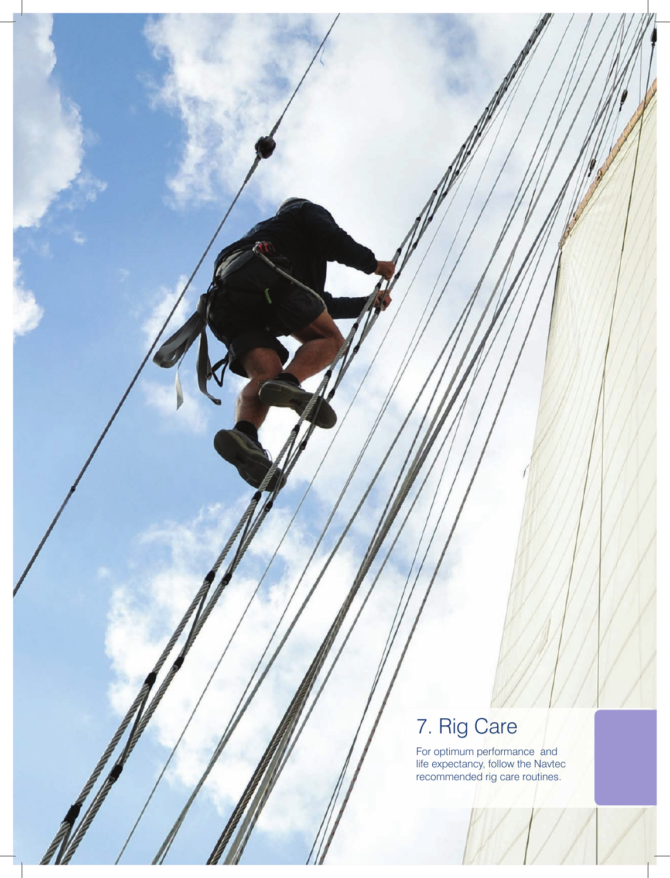# 7. Rig Care

For optimum performance and life expectancy, follow the Navtec recommended rig care routines.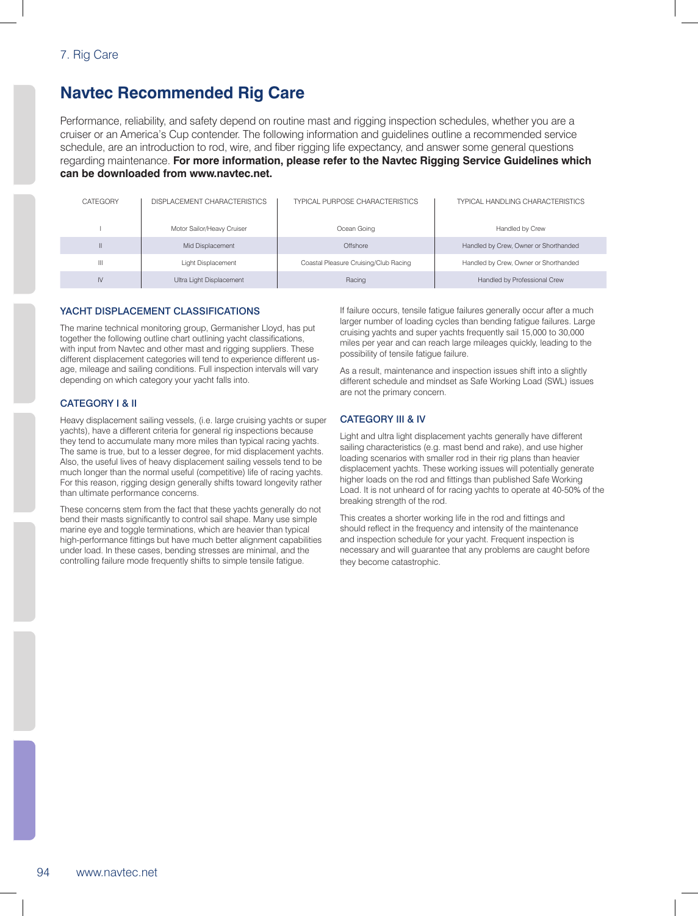# Navtec Recommended Rig Care

Performance, reliability, and safety depend on routine mast and rigging inspection schedules, whether you are a cruiser or an America's Cup contender. The following information and guidelines outline a recommended service schedule, are an introduction to rod, wire, and fiber rigging life expectancy, and answer some general questions regarding maintenance. **For more information, please refer to the Navtec Rigging Service Guidelines which can be downloaded from www.navtec.net.**

| CATEGORY | DISPLACEMENT CHARACTERISTICS | TYPICAL PURPOSE CHARACTERISTICS | TYPICAL HANDLING CHARACTERISTICS |
|---|---|---|---|
| I | Motor Sailor/Heavy Cruiser | Ocean Going | Handled by Crew |
| II | Mid Displacement | Offshore | Handled by Crew, Owner or Shorthanded |
| III | Light Displacement | Coastal Pleasure Cruising/Club Racing | Handled by Crew, Owner or Shorthanded |
| IV | Ultra Light Displacement | Racing | Handled by Professional Crew |

## YACHT DISPLACEMENT CLASSIFICATIONS

The marine technical monitoring group, Germanisher Lloyd, has put together the following outline chart outlining yacht classifications, with input from Navtec and other mast and rigging suppliers. These different displacement categories will tend to experience different usage, mileage and sailing conditions. Full inspection intervals will vary depending on which category your yacht falls into.

## CATEGORY I & II

Heavy displacement sailing vessels, (i.e. large cruising yachts or super yachts), have a different criteria for general rig inspections because they tend to accumulate many more miles than typical racing yachts. The same is true, but to a lesser degree, for mid displacement yachts. Also, the useful lives of heavy displacement sailing vessels tend to be much longer than the normal useful (competitive) life of racing yachts. For this reason, rigging design generally shifts toward longevity rather than ultimate performance concerns.

These concerns stem from the fact that these yachts generally do not bend their masts significantly to control sail shape. Many use simple marine eye and toggle terminations, which are heavier than typical high-performance fittings but have much better alignment capabilities under load. In these cases, bending stresses are minimal, and the controlling failure mode frequently shifts to simple tensile fatigue.

If failure occurs, tensile fatigue failures generally occur after a much larger number of loading cycles than bending fatigue failures. Large cruising yachts and super yachts frequently sail 15,000 to 30,000 miles per year and can reach large mileages quickly, leading to the possibility of tensile fatigue failure.

As a result, maintenance and inspection issues shift into a slightly different schedule and mindset as Safe Working Load (SWL) issues are not the primary concern.

## CATEGORY III & IV

Light and ultra light displacement yachts generally have different sailing characteristics (e.g. mast bend and rake), and use higher loading scenarios with smaller rod in their rig plans than heavier displacement yachts. These working issues will potentially generate higher loads on the rod and fittings than published Safe Working Load. It is not unheard of for racing yachts to operate at 40-50% of the breaking strength of the rod.

This creates a shorter working life in the rod and fittings and should reflect in the frequency and intensity of the maintenance and inspection schedule for your yacht. Frequent inspection is necessary and will guarantee that any problems are caught before they become catastrophic.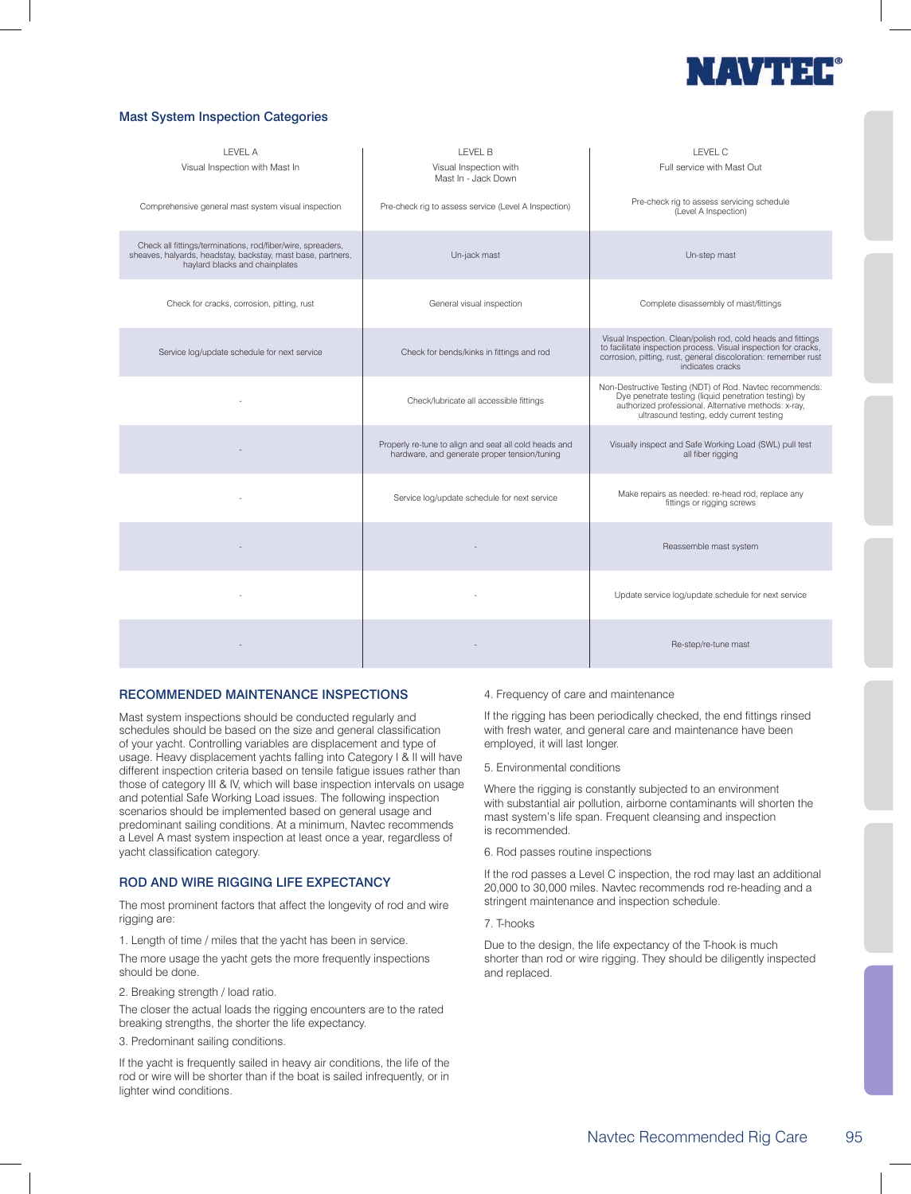## Mast System Inspection Categories

| LEVEL A<br>Visual Inspection with Mast In | LEVEL B<br>Visual Inspection with Mast In - Jack Down | LEVEL C<br>Full service with Mast Out |
|---|---|---|
| Comprehensive general mast system visual inspection | Pre-check rig to assess service (Level A Inspection) | Pre-check rig to assess servicing schedule (Level A Inspection) |
| Check all fittings/terminations, rod/fiber/wire, spreaders, sheaves, halyards, headstay, backstay, mast base, partners, haylard blacks and chainplates | Un-jack mast | Un-step mast |
| Check for cracks, corrosion, pitting, rust | General visual inspection | Complete disassembly of mast/fittings |
| Service log/update schedule for next service | Check for bends/kinks in fittings and rod | Visual Inspection. Clean/polish rod, cold heads and fittings to facilitate inspection process. Visual inspection for cracks, corrosion, pitting, rust, general discoloration: remember rust indicates cracks |
| - | Check/lubricate all accessible fittings | Non-Destructive Testing (NDT) of Rod. Navtec recommends: Dye penetrate testing (liquid penetration testing) by authorized professional. Alternative methods: x-ray, ultrasound testing, eddy current testing |
| - | Properly re-tune to align and seat all cold heads and hardware, and generate proper tension/tuning | Visually inspect and Safe Working Load (SWL) pull test all fiber rigging |
| - | Service log/update schedule for next service | Make repairs as needed: re-head rod, replace any fittings or rigging screws |
| - | - | Reassemble mast system |
| - | - | Update service log/update schedule for next service |
| - | - | Re-step/re-tune mast |

### RECOMMENDED MAINTENANCE INSPECTIONS

Mast system inspections should be conducted regularly and schedules should be based on the size and general classification of your yacht. Controlling variables are displacement and type of usage. Heavy displacement yachts falling into Category I & II will have different inspection criteria based on tensile fatigue issues rather than those of category III & IV, which will base inspection intervals on usage and potential Safe Working Load issues. The following inspection scenarios should be implemented based on general usage and predominant sailing conditions. At a minimum, Navtec recommends a Level A mast system inspection at least once a year, regardless of yacht classification category.

### ROD AND WIRE RIGGING LIFE EXPECTANCY

The most prominent factors that affect the longevity of rod and wire rigging are:

1. Length of time / miles that the yacht has been in service.

The more usage the yacht gets the more frequently inspections should be done.

2. Breaking strength / load ratio.

The closer the actual loads the rigging encounters are to the rated breaking strengths, the shorter the life expectancy.

3. Predominant sailing conditions.

If the yacht is frequently sailed in heavy air conditions, the life of the rod or wire will be shorter than if the boat is sailed infrequently, or in lighter wind conditions.

4. Frequency of care and maintenance

If the rigging has been periodically checked, the end fittings rinsed with fresh water, and general care and maintenance have been employed, it will last longer.

5. Environmental conditions

Where the rigging is constantly subjected to an environment with substantial air pollution, airborne contaminants will shorten the mast system's life span. Frequent cleansing and inspection is recommended.

6. Rod passes routine inspections

If the rod passes a Level C inspection, the rod may last an additional 20,000 to 30,000 miles. Navtec recommends rod re-heading and a stringent maintenance and inspection schedule.

7. T-hooks

Due to the design, the life expectancy of the T-hook is much shorter than rod or wire rigging. They should be diligently inspected and replaced.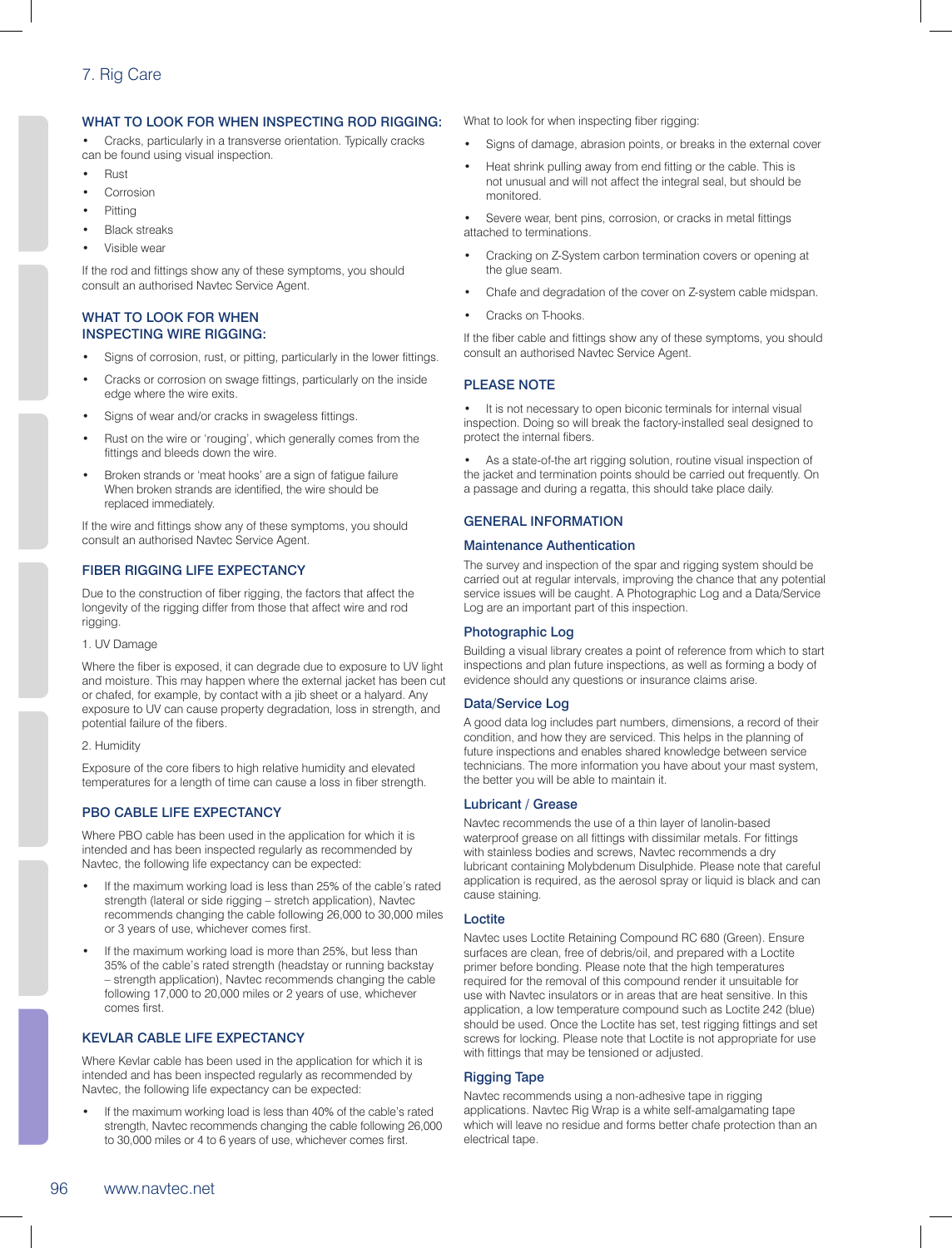## 7. Rig Care

### WHAT TO LOOK FOR WHEN INSPECTING ROD RIGGING:

- Cracks, particularly in a transverse orientation. Typically cracks can be found using visual inspection.
- Rust
- Corrosion
- Pitting
- Black streaks
- Visible wear

If the rod and fittings show any of these symptoms, you should consult an authorised Navtec Service Agent.

### WHAT TO LOOK FOR WHEN INSPECTING WIRE RIGGING:

- Signs of corrosion, rust, or pitting, particularly in the lower fittings.
- Cracks or corrosion on swage fittings, particularly on the inside edge where the wire exits.
- Signs of wear and/or cracks in swageless fittings.
- Rust on the wire or 'rouging', which generally comes from the fittings and bleeds down the wire.
- Broken strands or 'meat hooks' are a sign of fatigue failure When broken strands are identified, the wire should be replaced immediately.

If the wire and fittings show any of these symptoms, you should consult an authorised Navtec Service Agent.

### FIBER RIGGING LIFE EXPECTANCY

Due to the construction of fiber rigging, the factors that affect the longevity of the rigging differ from those that affect wire and rod rigging.

1. UV Damage

Where the fiber is exposed, it can degrade due to exposure to UV light and moisture. This may happen where the external jacket has been cut or chafed, for example, by contact with a jib sheet or a halyard. Any exposure to UV can cause property degradation, loss in strength, and potential failure of the fibers.

2. Humidity

Exposure of the core fibers to high relative humidity and elevated temperatures for a length of time can cause a loss in fiber strength.

### PBO CABLE LIFE EXPECTANCY

Where PBO cable has been used in the application for which it is intended and has been inspected regularly as recommended by Navtec, the following life expectancy can be expected:

- If the maximum working load is less than 25% of the cable's rated strength (lateral or side rigging – stretch application), Navtec recommends changing the cable following 26,000 to 30,000 miles or 3 years of use, whichever comes first.
- If the maximum working load is more than 25%, but less than 35% of the cable's rated strength (headstay or running backstay – strength application), Navtec recommends changing the cable following 17,000 to 20,000 miles or 2 years of use, whichever comes first.

### KEVLAR CABLE LIFE EXPECTANCY

Where Kevlar cable has been used in the application for which it is intended and has been inspected regularly as recommended by Navtec, the following life expectancy can be expected:

- If the maximum working load is less than 40% of the cable's rated strength, Navtec recommends changing the cable following 26,000 to 30,000 miles or 4 to 6 years of use, whichever comes first.

What to look for when inspecting fiber rigging:

- Signs of damage, abrasion points, or breaks in the external cover
- Heat shrink pulling away from end fitting or the cable. This is not unusual and will not affect the integral seal, but should be monitored.
- Severe wear, bent pins, corrosion, or cracks in metal fittings attached to terminations.
- Cracking on Z-System carbon termination covers or opening at the glue seam.
- Chafe and degradation of the cover on Z-system cable midspan.
- Cracks on T-hooks.

If the fiber cable and fittings show any of these symptoms, you should consult an authorised Navtec Service Agent.

### PLEASE NOTE

- It is not necessary to open biconic terminals for internal visual inspection. Doing so will break the factory-installed seal designed to protect the internal fibers.
- As a state-of-the art rigging solution, routine visual inspection of the jacket and termination points should be carried out frequently. On a passage and during a regatta, this should take place daily.

### GENERAL INFORMATION

#### Maintenance Authentication

The survey and inspection of the spar and rigging system should be carried out at regular intervals, improving the chance that any potential service issues will be caught. A Photographic Log and a Data/Service Log are an important part of this inspection.

#### Photographic Log

Building a visual library creates a point of reference from which to start inspections and plan future inspections, as well as forming a body of evidence should any questions or insurance claims arise.

#### Data/Service Log

A good data log includes part numbers, dimensions, a record of their condition, and how they are serviced. This helps in the planning of future inspections and enables shared knowledge between service technicians. The more information you have about your mast system, the better you will be able to maintain it.

#### Lubricant / Grease

Navtec recommends the use of a thin layer of lanolin-based waterproof grease on all fittings with dissimilar metals. For fittings with stainless bodies and screws, Navtec recommends a dry lubricant containing Molybdenum Disulphide. Please note that careful application is required, as the aerosol spray or liquid is black and can cause staining.

#### Loctite

Navtec uses Loctite Retaining Compound RC 680 (Green). Ensure surfaces are clean, free of debris/oil, and prepared with a Loctite primer before bonding. Please note that the high temperatures required for the removal of this compound render it unsuitable for use with Navtec insulators or in areas that are heat sensitive. In this application, a low temperature compound such as Loctite 242 (blue) should be used. Once the Loctite has set, test rigging fittings and set screws for locking. Please note that Loctite is not appropriate for use with fittings that may be tensioned or adjusted.

#### Rigging Tape

Navtec recommends using a non-adhesive tape in rigging applications. Navtec Rig Wrap is a white self-amalgamating tape which will leave no residue and forms better chafe protection than an electrical tape.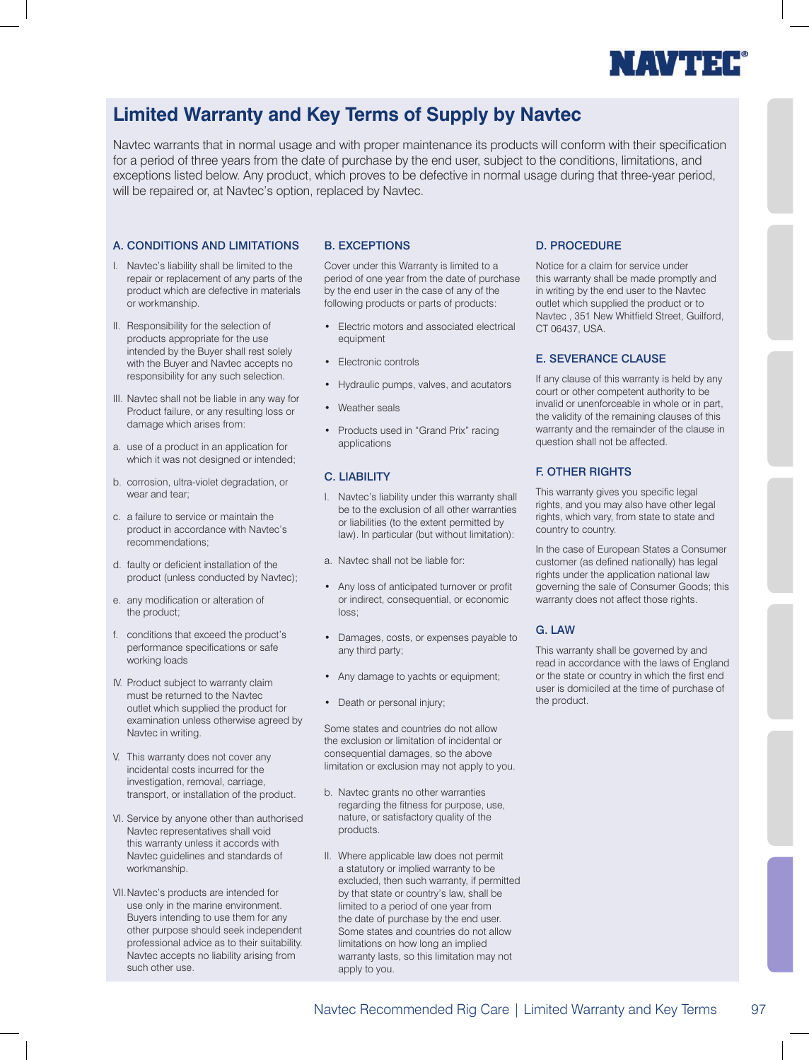# Limited Warranty and Key Terms of Supply by Navtec

Navtec warrants that in normal usage and with proper maintenance its products will conform with their specification for a period of three years from the date of purchase by the end user, subject to the conditions, limitations, and exceptions listed below. Any product, which proves to be defective in normal usage during that three-year period, will be repaired or, at Navtec's option, replaced by Navtec.

## A. CONDITIONS AND LIMITATIONS

I. Navtec's liability shall be limited to the repair or replacement of any parts of the product which are defective in materials or workmanship.

II. Responsibility for the selection of products appropriate for the use intended by the Buyer shall rest solely with the Buyer and Navtec accepts no responsibility for any such selection.

III. Navtec shall not be liable in any way for Product failure, or any resulting loss or damage which arises from:

a. use of a product in an application for which it was not designed or intended;

b. corrosion, ultra-violet degradation, or wear and tear;

c. a failure to service or maintain the product in accordance with Navtec's recommendations;

d. faulty or deficient installation of the product (unless conducted by Navtec);

e. any modification or alteration of the product;

f. conditions that exceed the product's performance specifications or safe working loads

IV. Product subject to warranty claim must be returned to the Navtec outlet which supplied the product for examination unless otherwise agreed by Navtec in writing.

V. This warranty does not cover any incidental costs incurred for the investigation, removal, carriage, transport, or installation of the product.

VI. Service by anyone other than authorised Navtec representatives shall void this warranty unless it accords with Navtec guidelines and standards of workmanship.

VII. Navtec's products are intended for use only in the marine environment. Buyers intending to use them for any other purpose should seek independent professional advice as to their suitability. Navtec accepts no liability arising from such other use.

## B. EXCEPTIONS

Cover under this Warranty is limited to a period of one year from the date of purchase by the end user in the case of any of the following products or parts of products:

- Electric motors and associated electrical equipment
- Electronic controls
- Hydraulic pumps, valves, and acutators
- Weather seals
- Products used in "Grand Prix" racing applications

## C. LIABILITY

I. Navtec's liability under this warranty shall be to the exclusion of all other warranties or liabilities (to the extent permitted by law). In particular (but without limitation):

a. Navtec shall not be liable for:

- Any loss of anticipated turnover or profit or indirect, consequential, or economic loss;
- Damages, costs, or expenses payable to any third party;
- Any damage to yachts or equipment;
- Death or personal injury;

Some states and countries do not allow the exclusion or limitation of incidental or consequential damages, so the above limitation or exclusion may not apply to you.

b. Navtec grants no other warranties regarding the fitness for purpose, use, nature, or satisfactory quality of the products.

II. Where applicable law does not permit a statutory or implied warranty to be excluded, then such warranty, if permitted by that state or country's law, shall be limited to a period of one year from the date of purchase by the end user. Some states and countries do not allow limitations on how long an implied warranty lasts, so this limitation may not apply to you.

## D. PROCEDURE

Notice for a claim for service under this warranty shall be made promptly and in writing by the end user to the Navtec outlet which supplied the product or to Navtec , 351 New Whitfield Street, Guilford, CT 06437, USA.

## E. SEVERANCE CLAUSE

If any clause of this warranty is held by any court or other competent authority to be invalid or unenforceable in whole or in part, the validity of the remaining clauses of this warranty and the remainder of the clause in question shall not be affected.

## F. OTHER RIGHTS

This warranty gives you specific legal rights, and you may also have other legal rights, which vary, from state to state and country to country.

In the case of European States a Consumer customer (as defined nationally) has legal rights under the application national law governing the sale of Consumer Goods; this warranty does not affect those rights.

## G. LAW

This warranty shall be governed by and read in accordance with the laws of England or the state or country in which the first end user is domiciled at the time of purchase of the product.